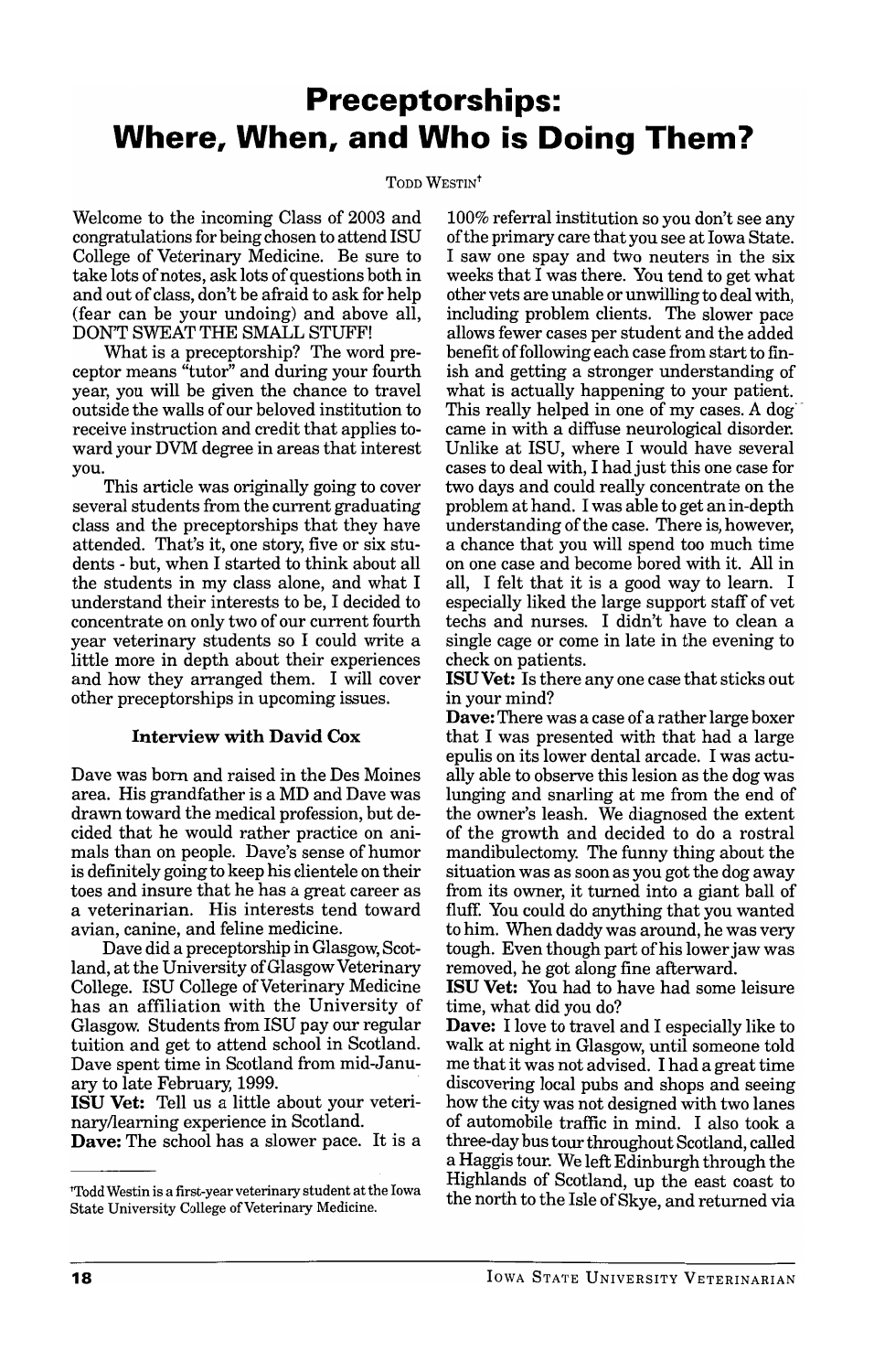# Preceptorships: Where, When, and Who is Doing Them?

TODD WESTIN[†]

Welcome to the incoming Class of 2003 and congratulations for being chosen to attend ISU College of Veterinary Medicine. Be sure to take lots of notes, ask lots of questions both in and out of class, don't be afraid to ask for help (fear can be your undoing) and above all, DON'T SWEAT THE SMALL STUFF!

What is a preceptorship? The word preceptor means "tutor" and during your fourth year, you will be given the chance to travel outside the walls of our beloved institution to receive instruction and credit that applies toward your DVM degree in areas that interest you.

This article was originally going to cover several students from the current graduating class and the preceptorships that they have attended. That's it, one story, five or six students - but, when I started to think about all the students in my class alone, and what I understand their interests to be, I decided to concentrate on only two of our current fourth year veterinary students so I could write a little more in depth about their experiences and how they arranged them. I will cover other preceptorships in upcoming issues.

### Interview with David Cox

Dave was born and raised in the Des Moines area. His grandfather is a MD and Dave was drawn toward the medical profession, but decided that he would rather practice on animals than on people. Dave's sense of humor is definitely going to keep his clientele on their toes and insure that he has a great career as a veterinarian. His interests tend toward avian, canine, and feline medicine.

Dave did a preceptorship in Glasgow, Scotland, at the University of Glasgow Veterinary College. ISU College of Veterinary Medicine has an affiliation with the University of Glasgow. Students from ISU pay our regular tuition and get to attend school in Scotland. Dave spent time in Scotland from mid-January to late February, 1999.

**ISU Vet:** Tell us a little about your veterinary/learning experience in Scotland.

**Dave:** The school has a slower pace. It is a 100% referral institution so you don't see any of the primary care that you see at Iowa State. I saw one spay and two neuters in the six weeks that I was there. You tend to get what other vets are unable or unwilling to deal with, including problem clients. The slower pace allows fewer cases per student and the added benefit of following each case from start to finish and getting a stronger understanding of what is actually happening to your patient. This really helped in one of my cases. A dog came in with a diffuse neurological disorder. Unlike at ISU, where I would have several cases to deal with, I had just this one case for two days and could really concentrate on the problem at hand. I was able to get an in-depth understanding of the case. There is, however, a chance that you will spend too much time on one case and become bored with it. All in all, I felt that it is a good way to learn. I especially liked the large support staff of vet techs and nurses. I didn't have to clean a single cage or come in late in the evening to check on patients.

**ISU Vet:** Is there any one case that sticks out in your mind?

**Dave:** There was a case of a rather large boxer that I was presented with that had a large epulis on its lower dental arcade. I was actually able to observe this lesion as the dog was lunging and snarling at me from the end of the owner's leash. We diagnosed the extent of the growth and decided to do a rostral mandibulectomy. The funny thing about the situation was as soon as you got the dog away from its owner, it turned into a giant ball of fluff. You could do anything that you wanted to him. When daddy was around, he was very tough. Even though part of his lower jaw was removed, he got along fine afterward.

**ISU Vet:** You had to have had some leisure time, what did you do?

**Dave:** I love to travel and I especially like to walk at night in Glasgow, until someone told me that it was not advised. I had a great time discovering local pubs and shops and seeing how the city was not designed with two lanes of automobile traffic in mind. I also took a three-day bus tour throughout Scotland, called a Haggis tour. We left Edinburgh through the Highlands of Scotland, up the east coast to the north to the Isle of Skye, and returned via

---

[†]Todd Westin is a first-year veterinary student at the Iowa State University College of Veterinary Medicine.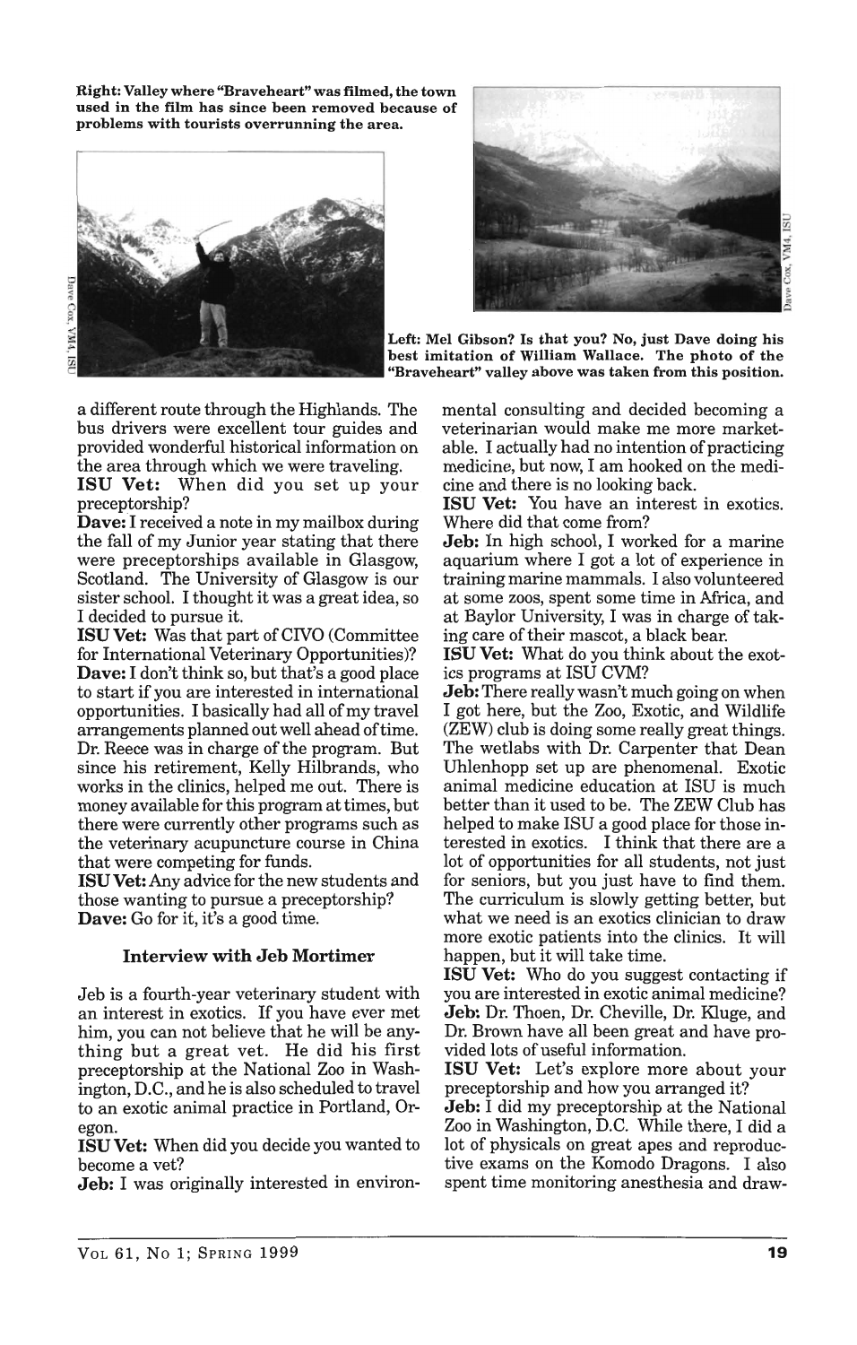Right: Valley where "Braveheart" was filmed, the town used in the film has since been removed because of problems with tourists overrunning the area.

Left: Mel Gibson? Is that you? No, just Dave doing his best imitation of William Wallace. The photo of the "Braveheart" valley above was taken from this position.

a different route through the Highlands. The bus drivers were excellent tour guides and provided wonderful historical information on the area through which we were traveling.

**ISU Vet:** When did you set up your preceptorship?

**Dave:** I received a note in my mailbox during the fall of my Junior year stating that there were preceptorships available in Glasgow, Scotland. The University of Glasgow is our sister school. I thought it was a great idea, so I decided to pursue it.

**ISU Vet:** Was that part of CIVO (Committee for International Veterinary Opportunities)?

**Dave:** I don't think so, but that's a good place to start if you are interested in international opportunities. I basically had all of my travel arrangements planned out well ahead of time. Dr. Reece was in charge of the program. But since his retirement, Kelly Hilbrands, who works in the clinics, helped me out. There is money available for this program at times, but there were currently other programs such as the veterinary acupuncture course in China that were competing for funds.

**ISU Vet:** Any advice for the new students and those wanting to pursue a preceptorship?

**Dave:** Go for it, it's a good time.

### Interview with Jeb Mortimer

Jeb is a fourth-year veterinary student with an interest in exotics. If you have ever met him, you can not believe that he will be anything but a great vet. He did his first preceptorship at the National Zoo in Washington, D.C., and he is also scheduled to travel to an exotic animal practice in Portland, Oregon.

**ISU Vet:** When did you decide you wanted to become a vet?

**Jeb:** I was originally interested in environmental consulting and decided becoming a veterinarian would make me more marketable. I actually had no intention of practicing medicine, but now, I am hooked on the medicine and there is no looking back.

**ISU Vet:** You have an interest in exotics. Where did that come from?

**Jeb:** In high school, I worked for a marine aquarium where I got a lot of experience in training marine mammals. I also volunteered at some zoos, spent some time in Africa, and at Baylor University, I was in charge of taking care of their mascot, a black bear.

**ISU Vet:** What do you think about the exotics programs at ISU CVM?

**Jeb:** There really wasn't much going on when I got here, but the Zoo, Exotic, and Wildlife (ZEW) club is doing some really great things. The wetlabs with Dr. Carpenter that Dean Uhlenhopp set up are phenomenal. Exotic animal medicine education at ISU is much better than it used to be. The ZEW Club has helped to make ISU a good place for those interested in exotics. I think that there are a lot of opportunities for all students, not just for seniors, but you just have to find them. The curriculum is slowly getting better, but what we need is an exotics clinician to draw more exotic patients into the clinics. It will happen, but it will take time.

**ISU Vet:** Who do you suggest contacting if you are interested in exotic animal medicine?

**Jeb:** Dr. Thoen, Dr. Cheville, Dr. Kluge, and Dr. Brown have all been great and have provided lots of useful information.

**ISU Vet:** Let's explore more about your preceptorship and how you arranged it?

**Jeb:** I did my preceptorship at the National Zoo in Washington, D.C. While there, I did a lot of physicals on great apes and reproductive exams on the Komodo Dragons. I also spent time monitoring anesthesia and draw-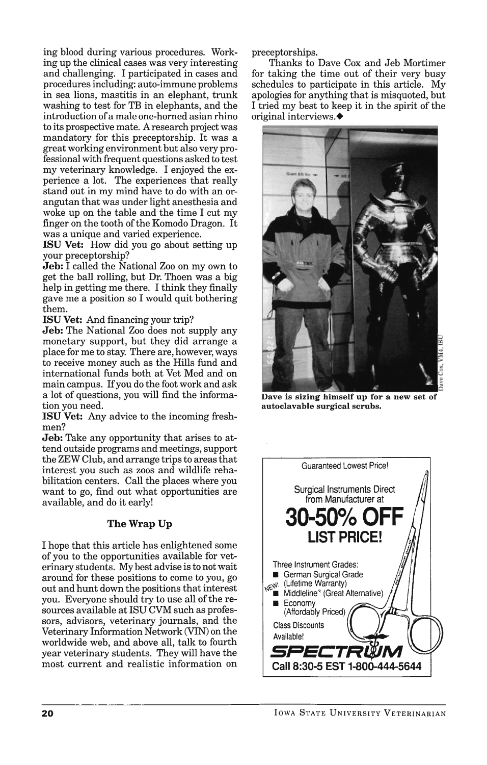ing blood during various procedures. Working up the clinical cases was very interesting and challenging. I participated in cases and procedures including: auto-immune problems in sea lions, mastitis in an elephant, trunk washing to test for TB in elephants, and the introduction of a male one-horned asian rhino to its prospective mate. A research project was mandatory for this preceptorship. It was a great working environment but also very professional with frequent questions asked to test my veterinary knowledge. I enjoyed the experience a lot. The experiences that really stand out in my mind have to do with an orangutan that was under light anesthesia and woke up on the table and the time I cut my finger on the tooth of the Komodo Dragon. It was a unique and varied experience.

**ISU Vet:** How did you go about setting up your preceptorship?

**Jeb:** I called the National Zoo on my own to get the ball rolling, but Dr. Thoen was a big help in getting me there. I think they finally gave me a position so I would quit bothering them.

**ISU Vet:** And financing your trip?

**Jeb:** The National Zoo does not supply any monetary support, but they did arrange a place for me to stay. There are, however, ways to receive money such as the Hills fund and international funds both at Vet Med and on main campus. If you do the foot work and ask a lot of questions, you will find the information you need.

**ISU Vet:** Any advice to the incoming freshmen?

**Jeb:** Take any opportunity that arises to attend outside programs and meetings, support the ZEW Club, and arrange trips to areas that interest you such as zoos and wildlife rehabilitation centers. Call the places where you want to go, find out what opportunities are available, and do it early!

### The Wrap Up

I hope that this article has enlightened some of you to the opportunities available for veterinary students. My best advise is to not wait around for these positions to come to you, go out and hunt down the positions that interest you. Everyone should try to use all of the resources available at ISU CVM such as professors, advisors, veterinary journals, and the Veterinary Information Network (VIN) on the worldwide web, and above all, talk to fourth year veterinary students. They will have the most current and realistic information on preceptorships.

Thanks to Dave Cox and Jeb Mortimer for taking the time out of their very busy schedules to participate in this article. My apologies for anything that is misquoted, but I tried my best to keep it in the spirit of the original interviews.◆

Dave Cox, VM4, ISU

**Dave is sizing himself up for a new set of autoclavable surgical scrubs.**

Guaranteed Lowest Price!

Surgical Instruments Direct from Manufacturer at

**30-50% OFF LIST PRICE!**

Three Instrument Grades:
- German Surgical Grade (Lifetime Warranty)
- NEW! Middleline® (Great Alternative)
- Economy (Affordably Priced)

Class Discounts Available!

**SPECTRUM**

**Call 8:30-5 EST 1-800-444-5644**